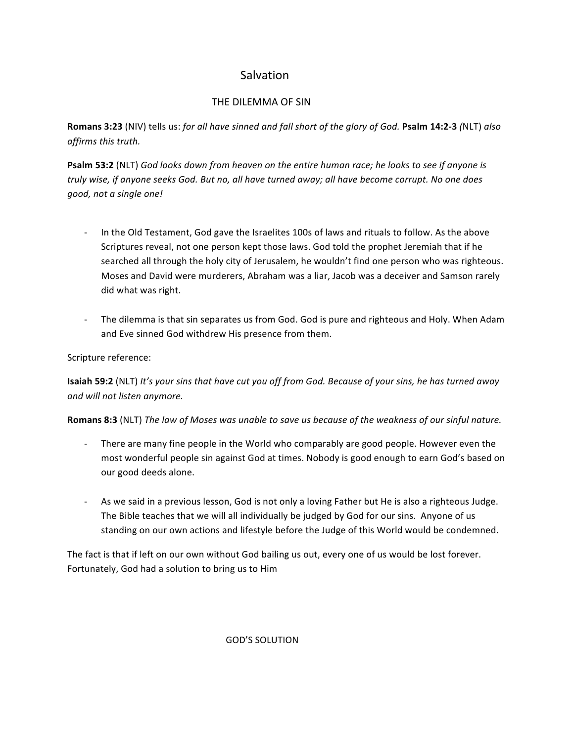# Salvation

## THE DILEMMA OF SIN

**Romans 3:23** (NIV) tells us: *for all have sinned and fall short of the glory of God.* **Psalm 14:2-3** *(*NLT) *also affirms this truth.*

**Psalm 53:2** (NLT) *God looks down from heaven on the entire human race; he looks to see if anyone is truly wise, if anyone seeks God. But no, all have turned away; all have become corrupt. No one does good, not a single one!*

- In the Old Testament, God gave the Israelites 100s of laws and rituals to follow. As the above Scriptures reveal, not one person kept those laws. God told the prophet Jeremiah that if he searched all through the holy city of Jerusalem, he wouldn't find one person who was righteous. Moses and David were murderers, Abraham was a liar, Jacob was a deceiver and Samson rarely did what was right.

- The dilemma is that sin separates us from God. God is pure and righteous and Holy. When Adam and Eve sinned God withdrew His presence from them.

Scripture reference:

**Isaiah 59:2** (NLT) *It's your sins that have cut you off from God. Because of your sins, he has turned away and will not listen anymore.*

**Romans 8:3** (NLT) *The law of Moses was unable to save us because of the weakness of our sinful nature.*

- There are many fine people in the World who comparably are good people. However even the most wonderful people sin against God at times. Nobody is good enough to earn God's based on our good deeds alone.

- As we said in a previous lesson, God is not only a loving Father but He is also a righteous Judge. The Bible teaches that we will all individually be judged by God for our sins. Anyone of us standing on our own actions and lifestyle before the Judge of this World would be condemned.

The fact is that if left on our own without God bailing us out, every one of us would be lost forever. Fortunately, God had a solution to bring us to Him

## GOD'S SOLUTION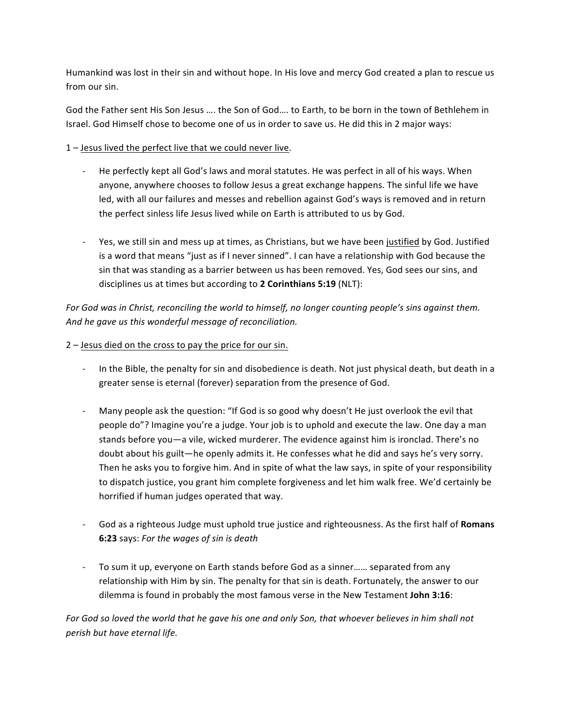Humankind was lost in their sin and without hope. In His love and mercy God created a plan to rescue us from our sin.

God the Father sent His Son Jesus …. the Son of God…. to Earth, to be born in the town of Bethlehem in Israel. God Himself chose to become one of us in order to save us. He did this in 2 major ways:

1 – <u>Jesus lived the perfect live that we could never live</u>.

- He perfectly kept all God's laws and moral statutes. He was perfect in all of his ways. When anyone, anywhere chooses to follow Jesus a great exchange happens. The sinful life we have led, with all our failures and messes and rebellion against God's ways is removed and in return the perfect sinless life Jesus lived while on Earth is attributed to us by God.

- Yes, we still sin and mess up at times, as Christians, but we have been <u>justified</u> by God. Justified is a word that means "just as if I never sinned". I can have a relationship with God because the sin that was standing as a barrier between us has been removed. Yes, God sees our sins, and disciplines us at times but according to **2 Corinthians 5:19** (NLT):

*For God was in Christ, reconciling the world to himself, no longer counting people's sins against them. And he gave us this wonderful message of reconciliation.*

2 – <u>Jesus died on the cross to pay the price for our sin.</u>

- In the Bible, the penalty for sin and disobedience is death. Not just physical death, but death in a greater sense is eternal (forever) separation from the presence of God.

- Many people ask the question: "If God is so good why doesn't He just overlook the evil that people do"? Imagine you're a judge. Your job is to uphold and execute the law. One day a man stands before you—a vile, wicked murderer. The evidence against him is ironclad. There's no doubt about his guilt—he openly admits it. He confesses what he did and says he's very sorry. Then he asks you to forgive him. And in spite of what the law says, in spite of your responsibility to dispatch justice, you grant him complete forgiveness and let him walk free. We'd certainly be horrified if human judges operated that way.

- God as a righteous Judge must uphold true justice and righteousness. As the first half of **Romans 6:23** says: *For the wages of sin is death*

- To sum it up, everyone on Earth stands before God as a sinner…… separated from any relationship with Him by sin. The penalty for that sin is death. Fortunately, the answer to our dilemma is found in probably the most famous verse in the New Testament **John 3:16**:

*For God so loved the world that he gave his one and only Son, that whoever believes in him shall not perish but have eternal life.*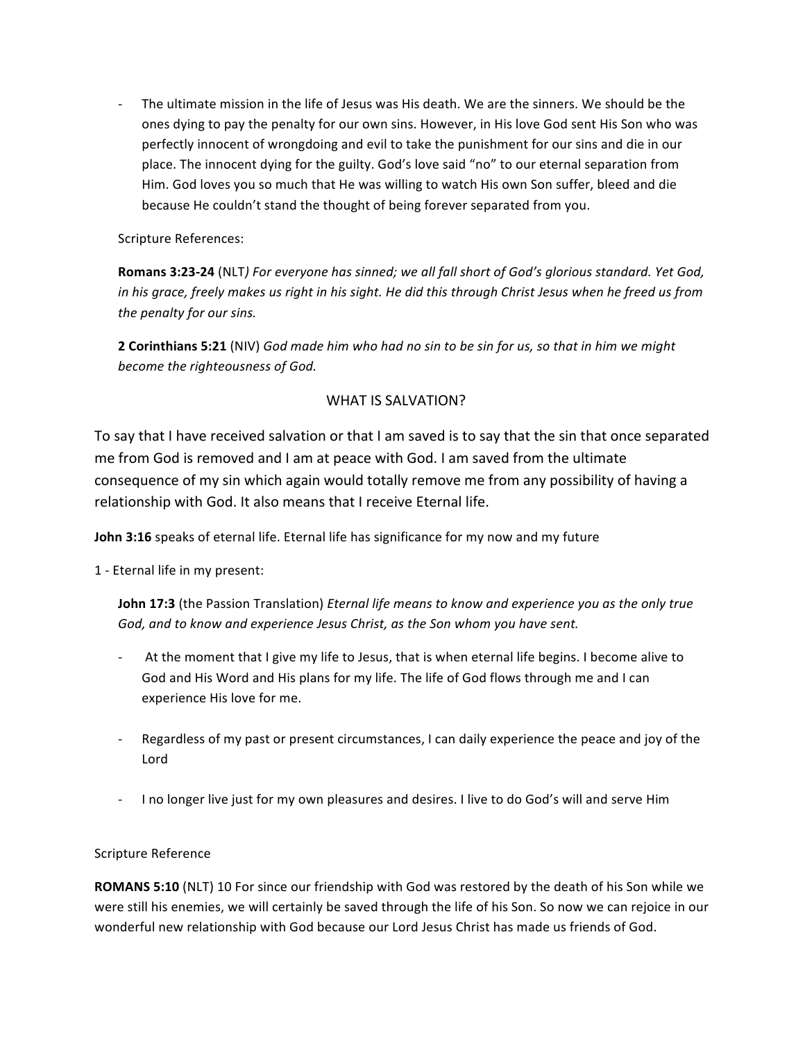- The ultimate mission in the life of Jesus was His death. We are the sinners. We should be the ones dying to pay the penalty for our own sins. However, in His love God sent His Son who was perfectly innocent of wrongdoing and evil to take the punishment for our sins and die in our place. The innocent dying for the guilty. God's love said "no" to our eternal separation from Him. God loves you so much that He was willing to watch His own Son suffer, bleed and die because He couldn't stand the thought of being forever separated from you.

Scripture References:

**Romans 3:23-24** (NLT*) For everyone has sinned; we all fall short of God's glorious standard. Yet God, in his grace, freely makes us right in his sight. He did this through Christ Jesus when he freed us from the penalty for our sins.*

**2 Corinthians 5:21** (NIV) *God made him who had no sin to be sin for us, so that in him we might become the righteousness of God.*

## WHAT IS SALVATION?

To say that I have received salvation or that I am saved is to say that the sin that once separated me from God is removed and I am at peace with God. I am saved from the ultimate consequence of my sin which again would totally remove me from any possibility of having a relationship with God. It also means that I receive Eternal life.

**John 3:16** speaks of eternal life. Eternal life has significance for my now and my future

1 - Eternal life in my present:

**John 17:3** (the Passion Translation) *Eternal life means to know and experience you as the only true God, and to know and experience Jesus Christ, as the Son whom you have sent.*

- At the moment that I give my life to Jesus, that is when eternal life begins. I become alive to God and His Word and His plans for my life. The life of God flows through me and I can experience His love for me.

- Regardless of my past or present circumstances, I can daily experience the peace and joy of the Lord

- I no longer live just for my own pleasures and desires. I live to do God's will and serve Him

Scripture Reference

**ROMANS 5:10** (NLT) 10 For since our friendship with God was restored by the death of his Son while we were still his enemies, we will certainly be saved through the life of his Son. So now we can rejoice in our wonderful new relationship with God because our Lord Jesus Christ has made us friends of God.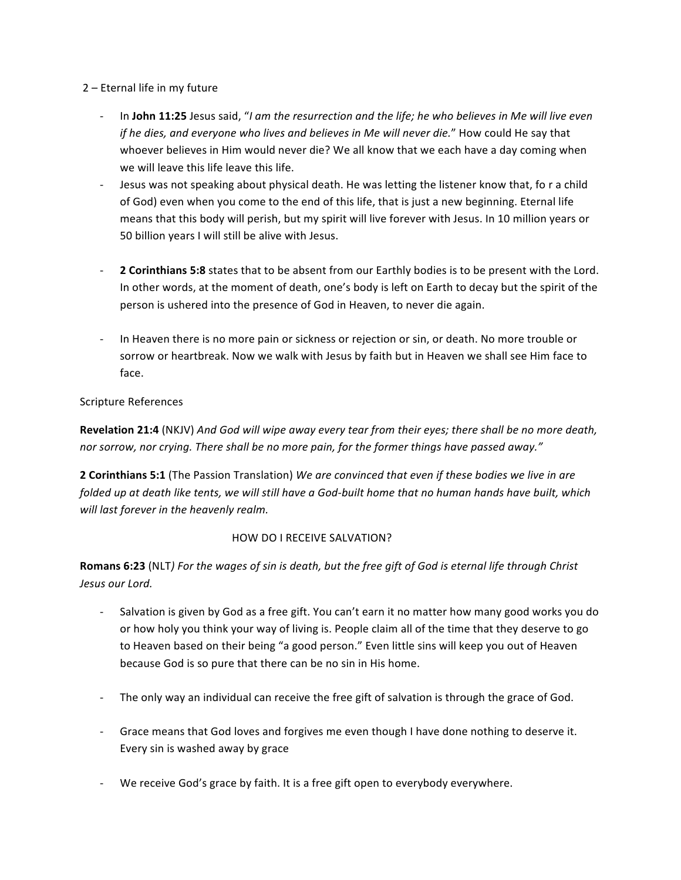2 – Eternal life in my future

- In **John 11:25** Jesus said, "*I am the resurrection and the life; he who believes in Me will live even if he dies, and everyone who lives and believes in Me will never die.*" How could He say that whoever believes in Him would never die? We all know that we each have a day coming when we will leave this life leave this life.
- Jesus was not speaking about physical death. He was letting the listener know that, fo r a child of God) even when you come to the end of this life, that is just a new beginning. Eternal life means that this body will perish, but my spirit will live forever with Jesus. In 10 million years or 50 billion years I will still be alive with Jesus.

- **2 Corinthians 5:8** states that to be absent from our Earthly bodies is to be present with the Lord. In other words, at the moment of death, one's body is left on Earth to decay but the spirit of the person is ushered into the presence of God in Heaven, to never die again.

- In Heaven there is no more pain or sickness or rejection or sin, or death. No more trouble or sorrow or heartbreak. Now we walk with Jesus by faith but in Heaven we shall see Him face to face.

Scripture References

**Revelation 21:4** (NKJV) *And God will wipe away every tear from their eyes; there shall be no more death, nor sorrow, nor crying. There shall be no more pain, for the former things have passed away."*

**2 Corinthians 5:1** (The Passion Translation) *We are convinced that even if these bodies we live in are folded up at death like tents, we will still have a God-built home that no human hands have built, which will last forever in the heavenly realm.*

## HOW DO I RECEIVE SALVATION?

**Romans 6:23** (NLT*) For the wages of sin is death, but the free gift of God is eternal life through Christ Jesus our Lord.*

- Salvation is given by God as a free gift. You can't earn it no matter how many good works you do or how holy you think your way of living is. People claim all of the time that they deserve to go to Heaven based on their being "a good person." Even little sins will keep you out of Heaven because God is so pure that there can be no sin in His home.

- The only way an individual can receive the free gift of salvation is through the grace of God.

- Grace means that God loves and forgives me even though I have done nothing to deserve it. Every sin is washed away by grace

- We receive God's grace by faith. It is a free gift open to everybody everywhere.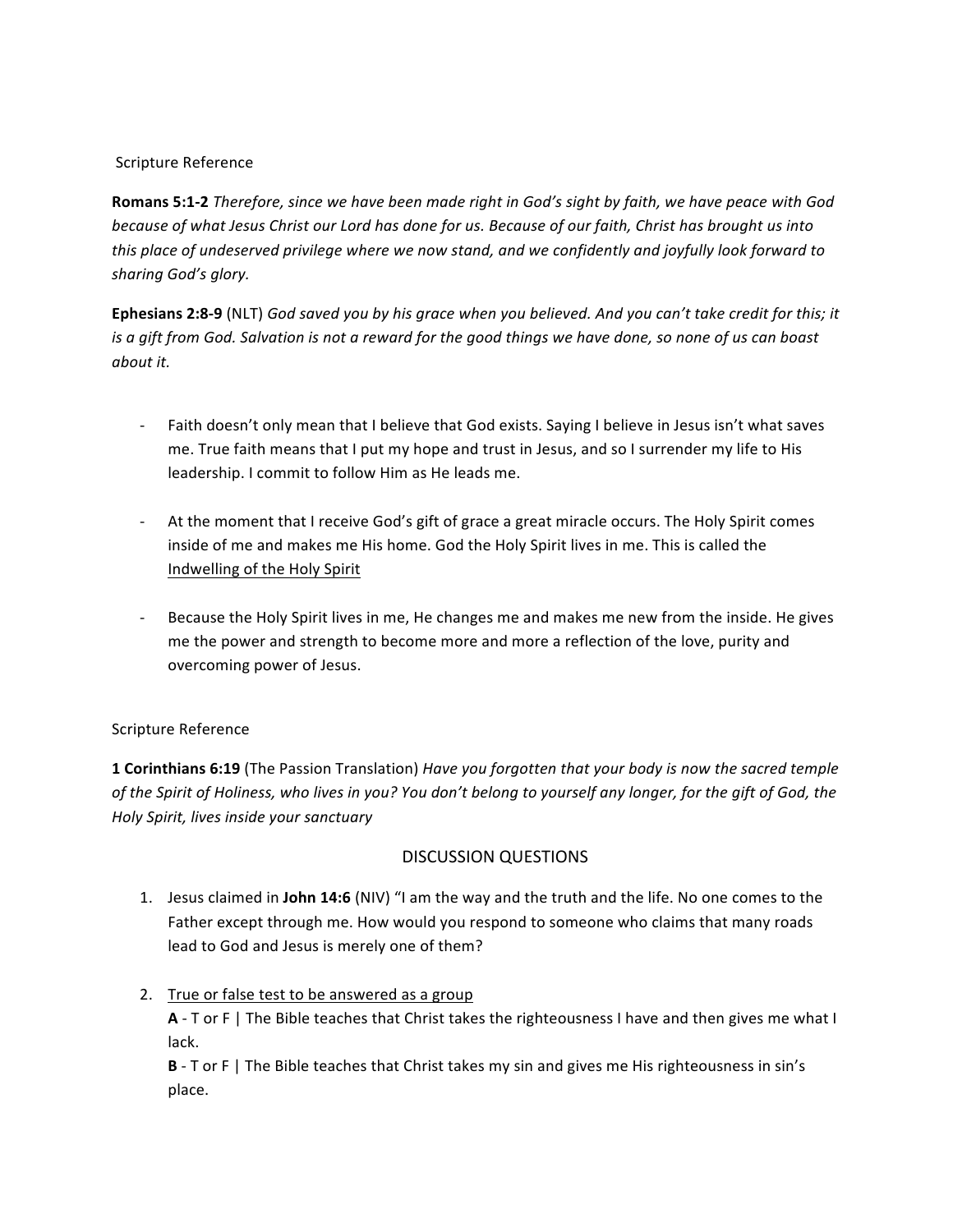Scripture Reference

**Romans 5:1-2** *Therefore, since we have been made right in God's sight by faith, we have peace with God because of what Jesus Christ our Lord has done for us. Because of our faith, Christ has brought us into this place of undeserved privilege where we now stand, and we confidently and joyfully look forward to sharing God's glory.*

**Ephesians 2:8-9** (NLT) *God saved you by his grace when you believed. And you can't take credit for this; it is a gift from God. Salvation is not a reward for the good things we have done, so none of us can boast about it.*

- Faith doesn't only mean that I believe that God exists. Saying I believe in Jesus isn't what saves me. True faith means that I put my hope and trust in Jesus, and so I surrender my life to His leadership. I commit to follow Him as He leads me.

- At the moment that I receive God's gift of grace a great miracle occurs. The Holy Spirit comes inside of me and makes me His home. God the Holy Spirit lives in me. This is called the <u>Indwelling of the Holy Spirit</u>

- Because the Holy Spirit lives in me, He changes me and makes me new from the inside. He gives me the power and strength to become more and more a reflection of the love, purity and overcoming power of Jesus.

Scripture Reference

**1 Corinthians 6:19** (The Passion Translation) *Have you forgotten that your body is now the sacred temple of the Spirit of Holiness, who lives in you? You don't belong to yourself any longer, for the gift of God, the Holy Spirit, lives inside your sanctuary*

## DISCUSSION QUESTIONS

1. Jesus claimed in **John 14:6** (NIV) "I am the way and the truth and the life. No one comes to the Father except through me. How would you respond to someone who claims that many roads lead to God and Jesus is merely one of them?

2. <u>True or false test to be answered as a group</u>
   **A** - T or F | The Bible teaches that Christ takes the righteousness I have and then gives me what I lack.
   **B** - T or F | The Bible teaches that Christ takes my sin and gives me His righteousness in sin's place.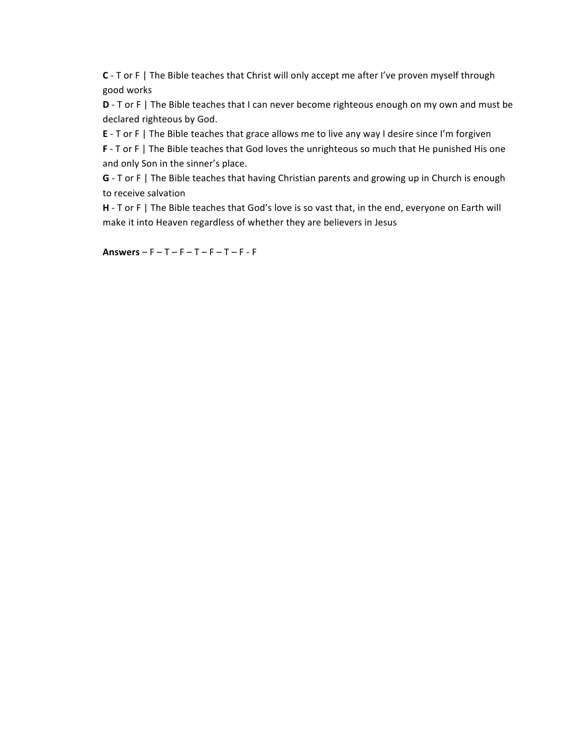**C** - T or F | The Bible teaches that Christ will only accept me after I've proven myself through good works

**D** - T or F | The Bible teaches that I can never become righteous enough on my own and must be declared righteous by God.

**E** - T or F | The Bible teaches that grace allows me to live any way I desire since I'm forgiven

**F** - T or F | The Bible teaches that God loves the unrighteous so much that He punished His one and only Son in the sinner's place.

**G** - T or F | The Bible teaches that having Christian parents and growing up in Church is enough to receive salvation

**H** - T or F | The Bible teaches that God's love is so vast that, in the end, everyone on Earth will make it into Heaven regardless of whether they are believers in Jesus

**Answers** – F – T – F – T – F – T – F - F